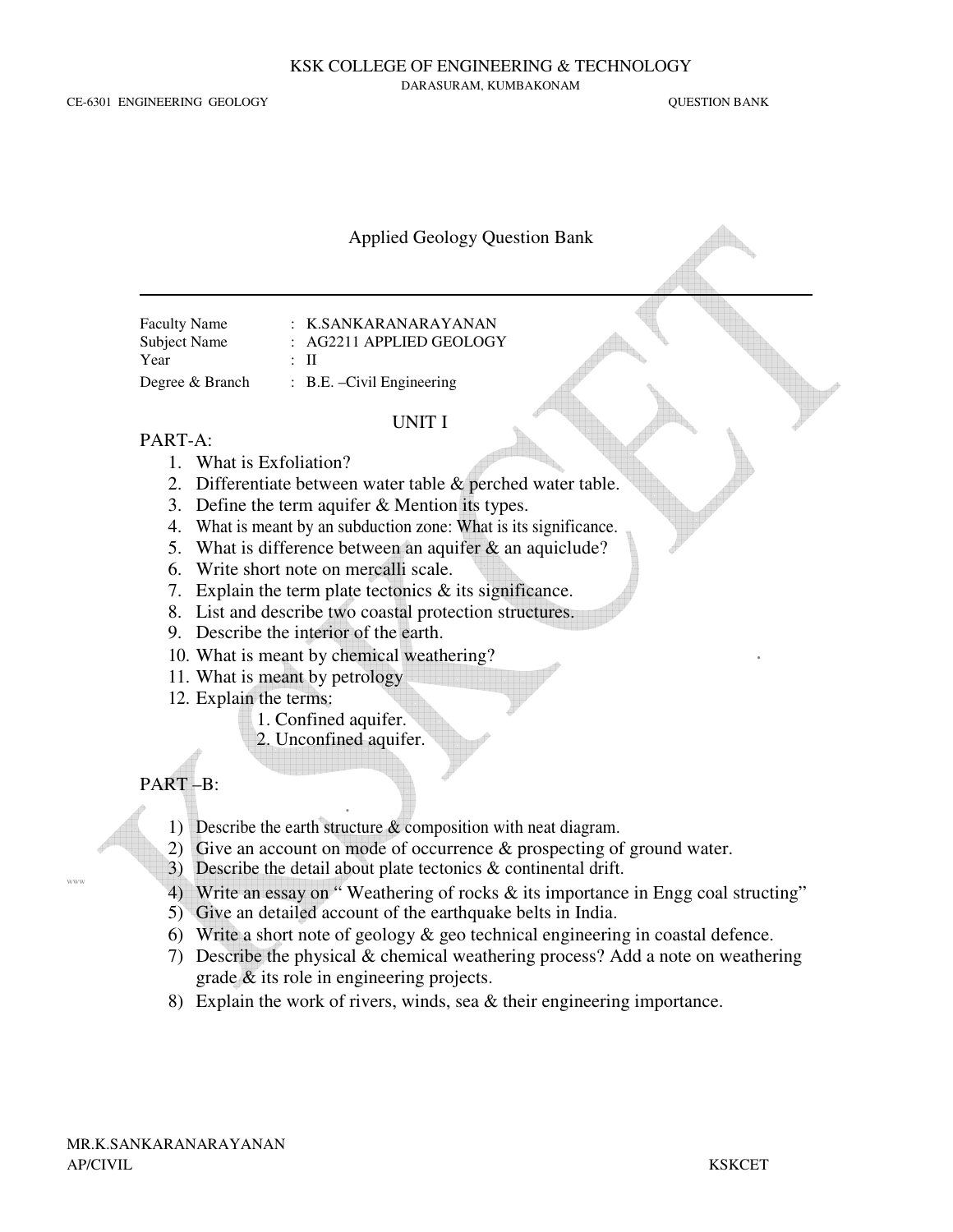# Applied Geology Question Bank

| | |
|---|---|
| Faculty Name | : K.SANKARANARAYANAN |
| Subject Name | : AG2211 APPLIED GEOLOGY |
| Year | : II |
| Degree & Branch | : B.E. –Civil Engineering |

## UNIT I

### PART-A:

1. What is Exfoliation?
2. Differentiate between water table & perched water table.
3. Define the term aquifer & Mention its types.
4. What is meant by an subduction zone: What is its significance.
5. What is difference between an aquifer & an aquiclude?
6. Write short note on mercalli scale.
7. Explain the term plate tectonics & its significance.
8. List and describe two coastal protection structures.
9. Describe the interior of the earth.
10. What is meant by chemical weathering?
11. What is meant by petrology
12. Explain the terms:
    1. Confined aquifer.
    2. Unconfined aquifer.

### PART –B:

1) Describe the earth structure & composition with neat diagram.
2) Give an account on mode of occurrence & prospecting of ground water.
3) Describe the detail about plate tectonics & continental drift.
4) Write an essay on " Weathering of rocks & its importance in Engg coal structing"
5) Give an detailed account of the earthquake belts in India.
6) Write a short note of geology & geo technical engineering in coastal defence.
7) Describe the physical & chemical weathering process? Add a note on weathering grade & its role in engineering projects.
8) Explain the work of rivers, winds, sea & their engineering importance.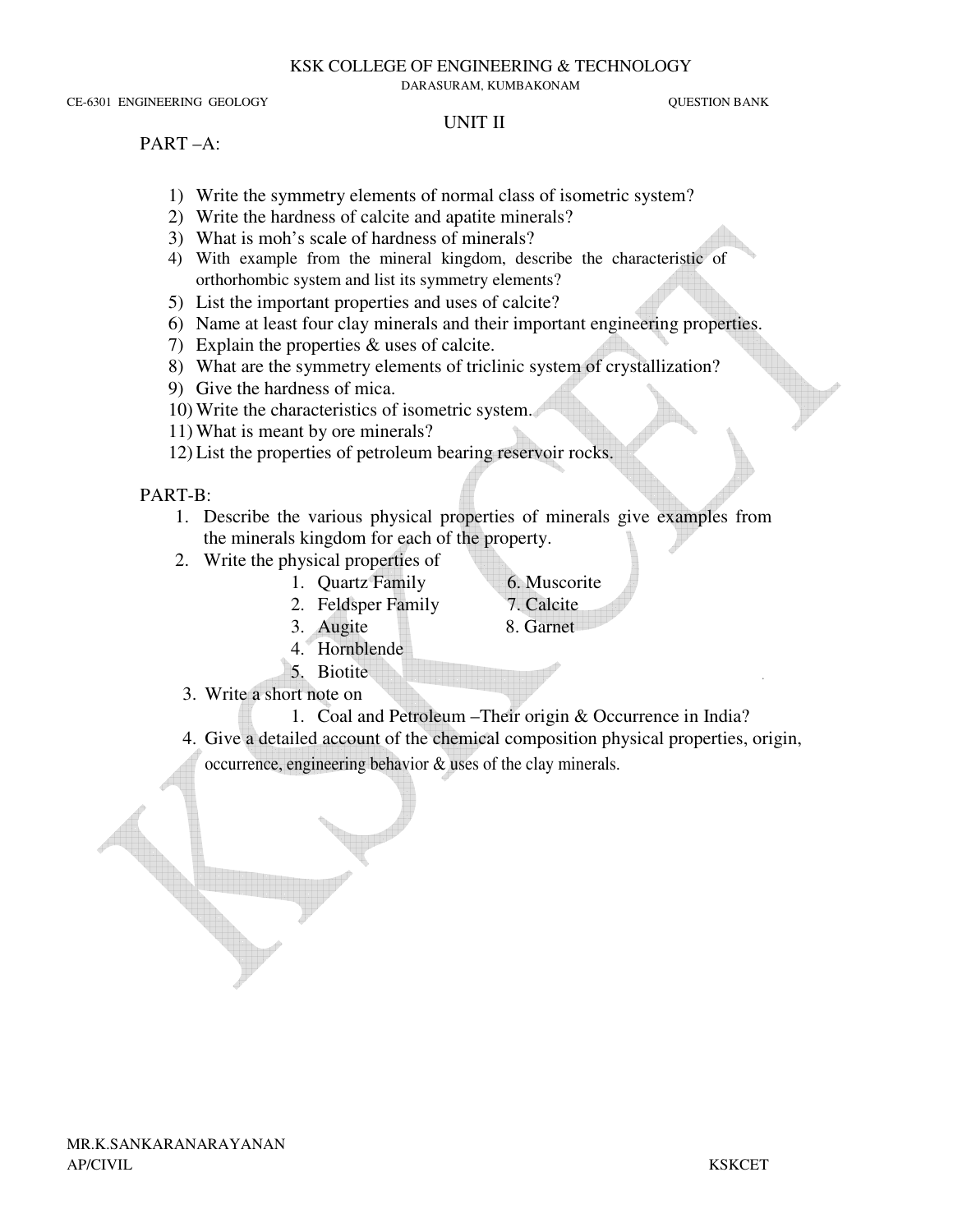KSK COLLEGE OF ENGINEERING & TECHNOLOGY

DARASURAM, KUMBAKONAM

CE-6301 ENGINEERING GEOLOGY QUESTION BANK

## UNIT II

### PART –A:

1) Write the symmetry elements of normal class of isometric system?
2) Write the hardness of calcite and apatite minerals?
3) What is moh's scale of hardness of minerals?
4) With example from the mineral kingdom, describe the characteristic of orthorhombic system and list its symmetry elements?
5) List the important properties and uses of calcite?
6) Name at least four clay minerals and their important engineering properties.
7) Explain the properties & uses of calcite.
8) What are the symmetry elements of triclinic system of crystallization?
9) Give the hardness of mica.
10) Write the characteristics of isometric system.
11) What is meant by ore minerals?
12) List the properties of petroleum bearing reservoir rocks.

### PART-B:

1. Describe the various physical properties of minerals give examples from the minerals kingdom for each of the property.
2. Write the physical properties of
   1. Quartz Family
   2. Feldsper Family
   3. Augite
   4. Hornblende
   5. Biotite
   6. Muscorite
   7. Calcite
   8. Garnet
3. Write a short note on
   1. Coal and Petroleum –Their origin & Occurrence in India?
4. Give a detailed account of the chemical composition physical properties, origin, occurrence, engineering behavior & uses of the clay minerals.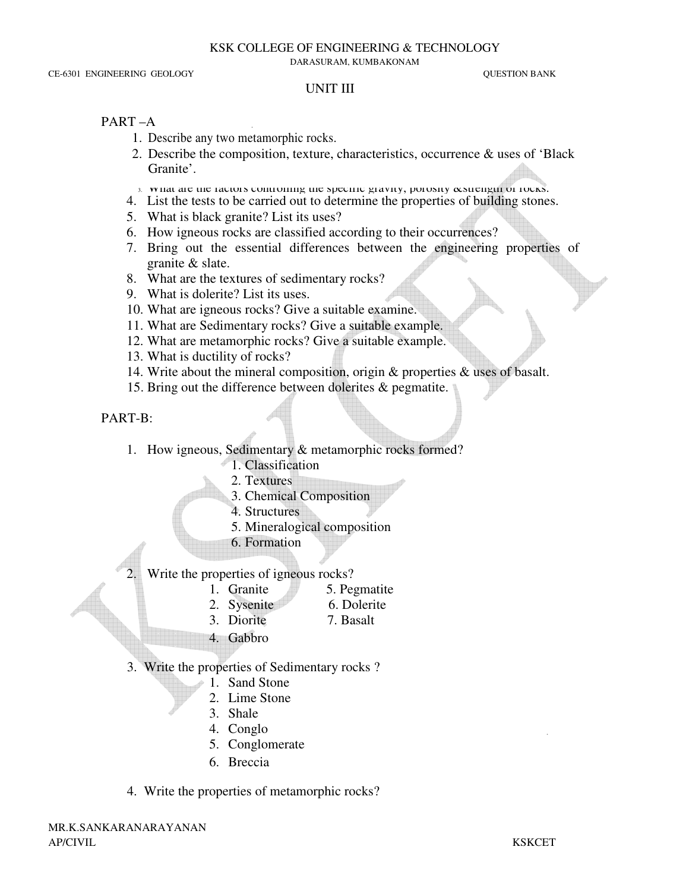KSK COLLEGE OF ENGINEERING & TECHNOLOGY

DARASURAM, KUMBAKONAM

CE-6301 ENGINEERING GEOLOGY QUESTION BANK

UNIT III

PART –A

1. Describe any two metamorphic rocks.
2. Describe the composition, texture, characteristics, occurrence & uses of 'Black Granite'.
3. What are the factors controlling the specific gravity, porosity &strength of rocks.
4. List the tests to be carried out to determine the properties of building stones.
5. What is black granite? List its uses?
6. How igneous rocks are classified according to their occurrences?
7. Bring out the essential differences between the engineering properties of granite & slate.
8. What are the textures of sedimentary rocks?
9. What is dolerite? List its uses.
10. What are igneous rocks? Give a suitable examine.
11. What are Sedimentary rocks? Give a suitable example.
12. What are metamorphic rocks? Give a suitable example.
13. What is ductility of rocks?
14. Write about the mineral composition, origin & properties & uses of basalt.
15. Bring out the difference between dolerites & pegmatite.

PART-B:

1. How igneous, Sedimentary & metamorphic rocks formed?
   1. Classification
   2. Textures
   3. Chemical Composition
   4. Structures
   5. Mineralogical composition
   6. Formation
2. Write the properties of igneous rocks?
   1. Granite
   2. Sysenite
   3. Diorite
   4. Gabbro
   5. Pegmatite
   6. Dolerite
   7. Basalt
3. Write the properties of Sedimentary rocks ?
   1. Sand Stone
   2. Lime Stone
   3. Shale
   4. Conglo
   5. Conglomerate
   6. Breccia
4. Write the properties of metamorphic rocks?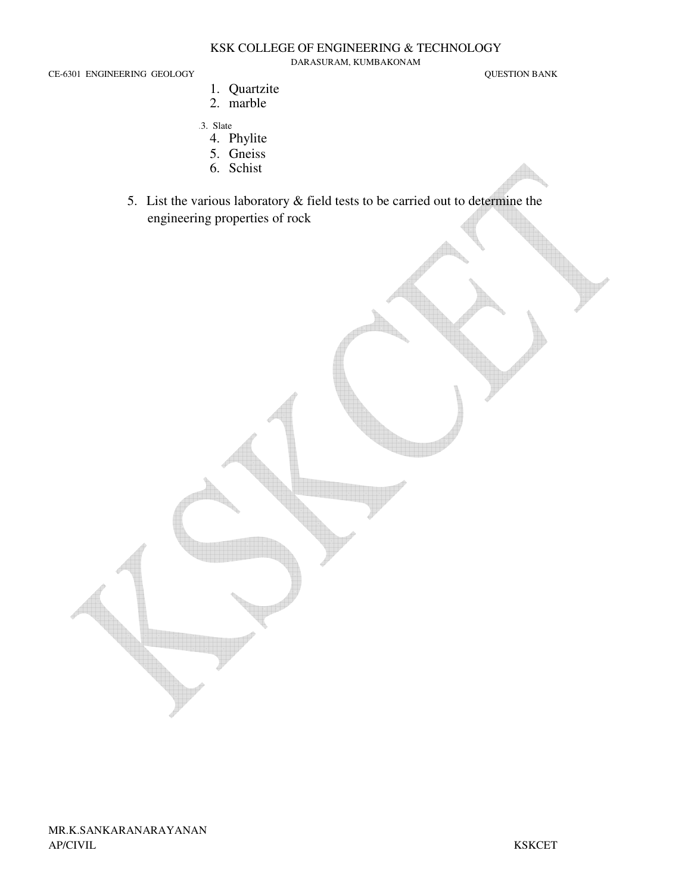1. Quartzite
2. marble
3. Slate
4. Phylite
5. Gneiss
6. Schist

5. List the various laboratory & field tests to be carried out to determine the engineering properties of rock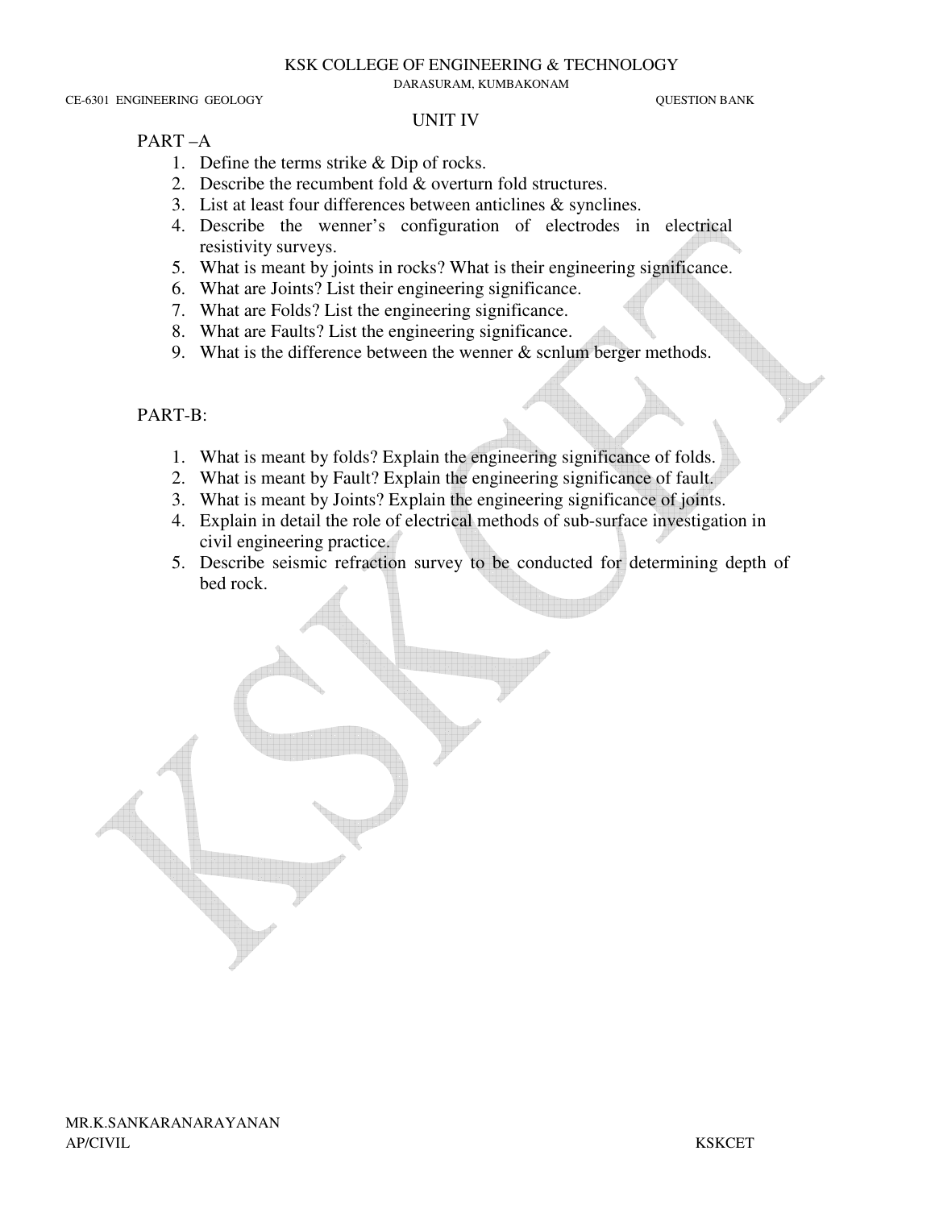## UNIT IV

### PART –A

1. Define the terms strike & Dip of rocks.
2. Describe the recumbent fold & overturn fold structures.
3. List at least four differences between anticlines & synclines.
4. Describe the wenner's configuration of electrodes in electrical resistivity surveys.
5. What is meant by joints in rocks? What is their engineering significance.
6. What are Joints? List their engineering significance.
7. What are Folds? List the engineering significance.
8. What are Faults? List the engineering significance.
9. What is the difference between the wenner & scnlum berger methods.

### PART-B:

1. What is meant by folds? Explain the engineering significance of folds.
2. What is meant by Fault? Explain the engineering significance of fault.
3. What is meant by Joints? Explain the engineering significance of joints.
4. Explain in detail the role of electrical methods of sub-surface investigation in civil engineering practice.
5. Describe seismic refraction survey to be conducted for determining depth of bed rock.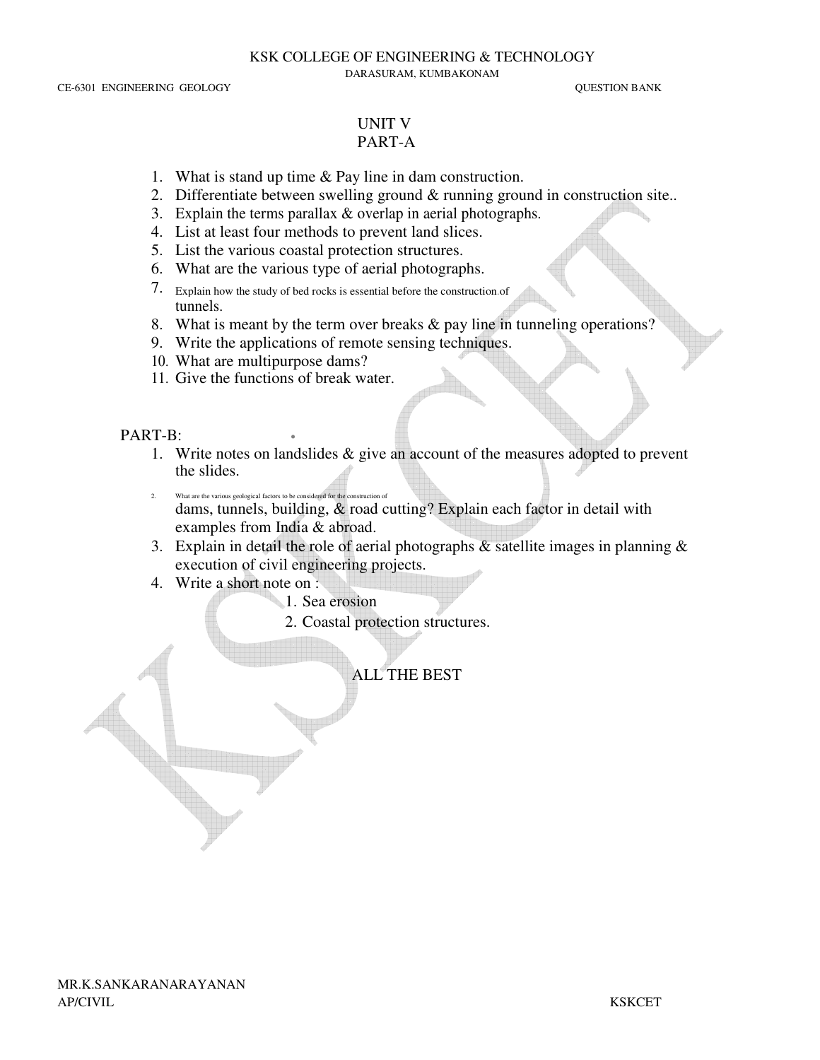## UNIT V

### PART-A

1. What is stand up time & Pay line in dam construction.
2. Differentiate between swelling ground & running ground in construction site..
3. Explain the terms parallax & overlap in aerial photographs.
4. List at least four methods to prevent land slices.
5. List the various coastal protection structures.
6. What are the various type of aerial photographs.
7. Explain how the study of bed rocks is essential before the construction of tunnels.
8. What is meant by the term over breaks & pay line in tunneling operations?
9. Write the applications of remote sensing techniques.
10. What are multipurpose dams?
11. Give the functions of break water.

### PART-B:

1. Write notes on landslides & give an account of the measures adopted to prevent the slides.
2. What are the various geological factors to be considered for the construction of dams, tunnels, building, & road cutting? Explain each factor in detail with examples from India & abroad.
3. Explain in detail the role of aerial photographs & satellite images in planning & execution of civil engineering projects.
4. Write a short note on :
   1. Sea erosion
   2. Coastal protection structures.

ALL THE BEST

MR.K.SANKARANARAYANAN
AP/CIVIL